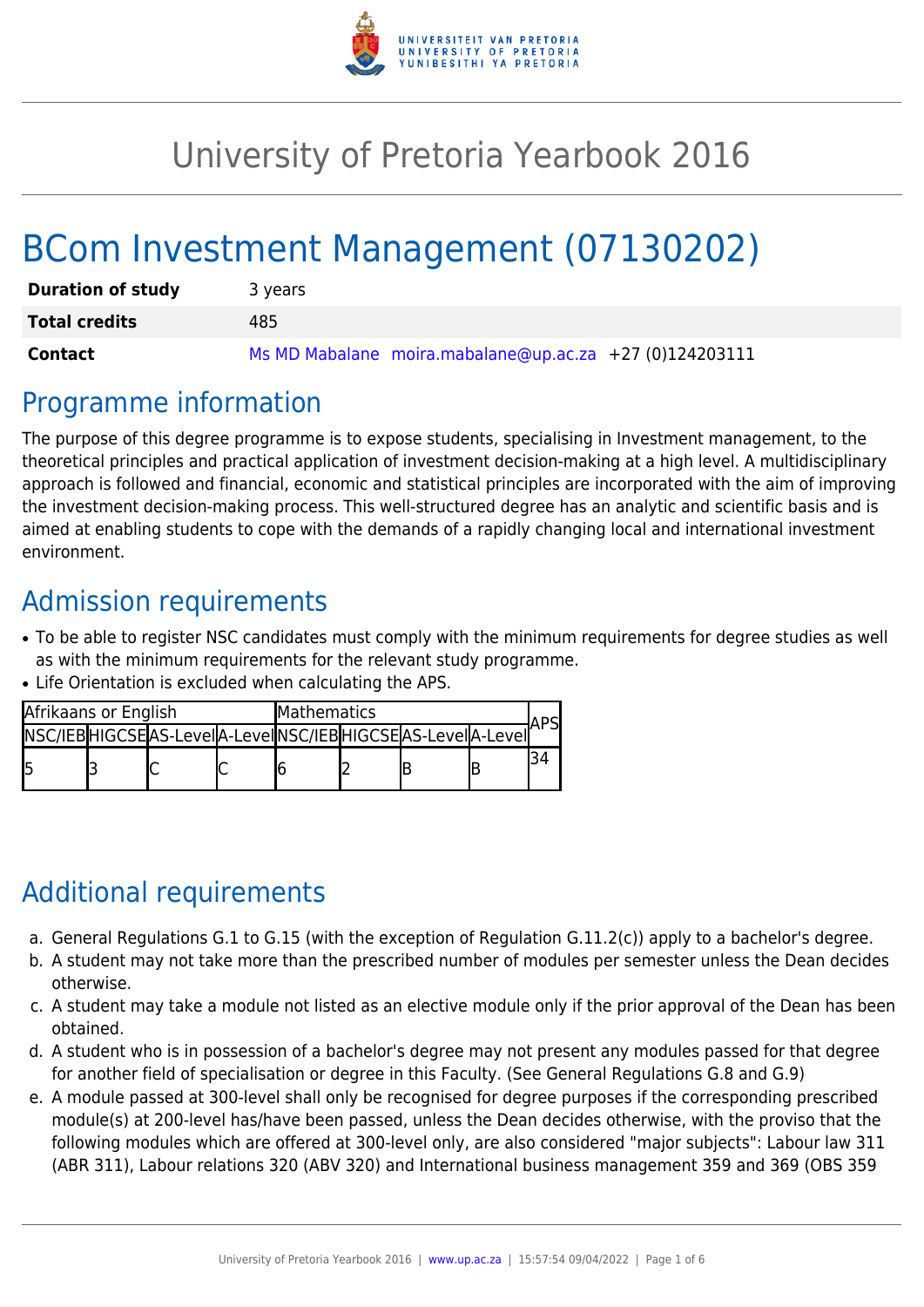# University of Pretoria Yearbook 2016

# BCom Investment Management (07130202)

| | |
|---|---|
| **Duration of study** | 3 years |
| **Total credits** | 485 |
| **Contact** | Ms MD Mabalane moira.mabalane@up.ac.za +27 (0)124203111 |

## Programme information

The purpose of this degree programme is to expose students, specialising in Investment management, to the theoretical principles and practical application of investment decision-making at a high level. A multidisciplinary approach is followed and financial, economic and statistical principles are incorporated with the aim of improving the investment decision-making process. This well-structured degree has an analytic and scientific basis and is aimed at enabling students to cope with the demands of a rapidly changing local and international investment environment.

## Admission requirements

- To be able to register NSC candidates must comply with the minimum requirements for degree studies as well as with the minimum requirements for the relevant study programme.
- Life Orientation is excluded when calculating the APS.

| Afrikaans or English | | | | Mathematics | | | | APS |
|---|---|---|---|---|---|---|---|---|
| NSC/IEB | HIGCSE | AS-Level | A-Level | NSC/IEB | HIGCSE | AS-Level | A-Level | |
| 5 | 3 | C | C | 6 | 2 | B | B | 34 |

## Additional requirements

a. General Regulations G.1 to G.15 (with the exception of Regulation G.11.2(c)) apply to a bachelor's degree.
b. A student may not take more than the prescribed number of modules per semester unless the Dean decides otherwise.
c. A student may take a module not listed as an elective module only if the prior approval of the Dean has been obtained.
d. A student who is in possession of a bachelor's degree may not present any modules passed for that degree for another field of specialisation or degree in this Faculty. (See General Regulations G.8 and G.9)
e. A module passed at 300-level shall only be recognised for degree purposes if the corresponding prescribed module(s) at 200-level has/have been passed, unless the Dean decides otherwise, with the proviso that the following modules which are offered at 300-level only, are also considered "major subjects": Labour law 311 (ABR 311), Labour relations 320 (ABV 320) and International business management 359 and 369 (OBS 359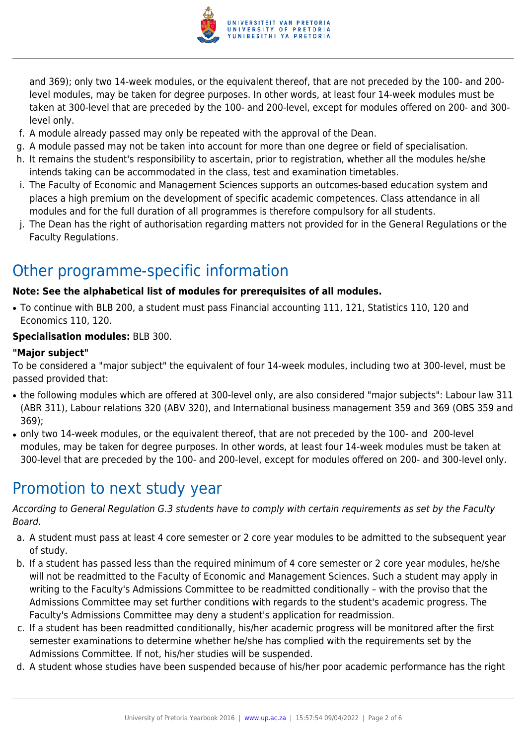and 369); only two 14-week modules, or the equivalent thereof, that are not preceded by the 100- and 200-level modules, may be taken for degree purposes. In other words, at least four 14-week modules must be taken at 300-level that are preceded by the 100- and 200-level, except for modules offered on 200- and 300-level only.

f. A module already passed may only be repeated with the approval of the Dean.
g. A module passed may not be taken into account for more than one degree or field of specialisation.
h. It remains the student's responsibility to ascertain, prior to registration, whether all the modules he/she intends taking can be accommodated in the class, test and examination timetables.
i. The Faculty of Economic and Management Sciences supports an outcomes-based education system and places a high premium on the development of specific academic competences. Class attendance in all modules and for the full duration of all programmes is therefore compulsory for all students.
j. The Dean has the right of authorisation regarding matters not provided for in the General Regulations or the Faculty Regulations.

## Other programme-specific information

**Note: See the alphabetical list of modules for prerequisites of all modules.**

- To continue with BLB 200, a student must pass Financial accounting 111, 121, Statistics 110, 120 and Economics 110, 120.

**Specialisation modules:** BLB 300.

**"Major subject"**

To be considered a "major subject" the equivalent of four 14-week modules, including two at 300-level, must be passed provided that:

- the following modules which are offered at 300-level only, are also considered "major subjects": Labour law 311 (ABR 311), Labour relations 320 (ABV 320), and International business management 359 and 369 (OBS 359 and 369);
- only two 14-week modules, or the equivalent thereof, that are not preceded by the 100- and 200-level modules, may be taken for degree purposes. In other words, at least four 14-week modules must be taken at 300-level that are preceded by the 100- and 200-level, except for modules offered on 200- and 300-level only.

## Promotion to next study year

*According to General Regulation G.3 students have to comply with certain requirements as set by the Faculty Board.*

a. A student must pass at least 4 core semester or 2 core year modules to be admitted to the subsequent year of study.
b. If a student has passed less than the required minimum of 4 core semester or 2 core year modules, he/she will not be readmitted to the Faculty of Economic and Management Sciences. Such a student may apply in writing to the Faculty's Admissions Committee to be readmitted conditionally – with the proviso that the Admissions Committee may set further conditions with regards to the student's academic progress. The Faculty's Admissions Committee may deny a student's application for readmission.
c. If a student has been readmitted conditionally, his/her academic progress will be monitored after the first semester examinations to determine whether he/she has complied with the requirements set by the Admissions Committee. If not, his/her studies will be suspended.
d. A student whose studies have been suspended because of his/her poor academic performance has the right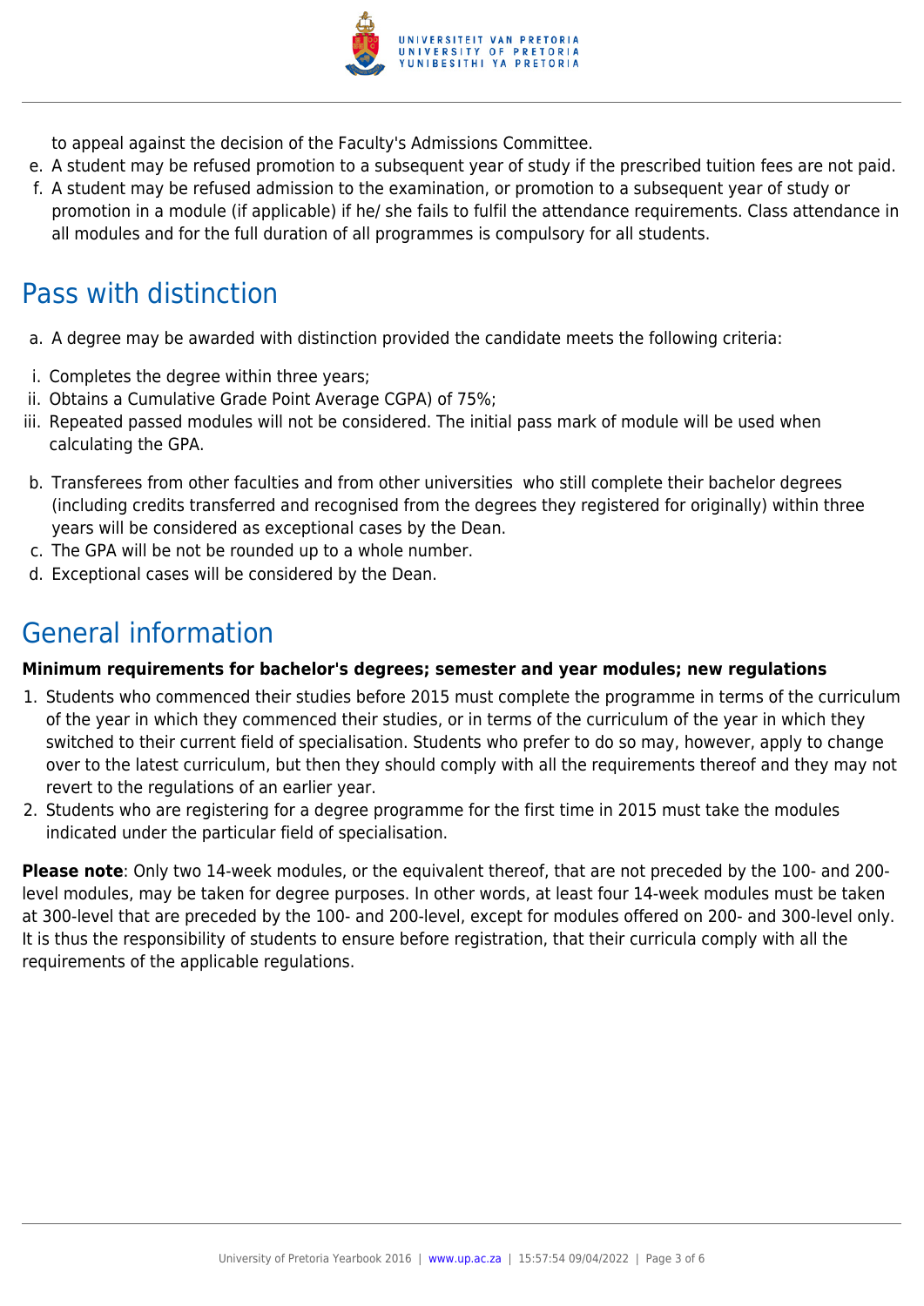to appeal against the decision of the Faculty's Admissions Committee.

e. A student may be refused promotion to a subsequent year of study if the prescribed tuition fees are not paid.
f. A student may be refused admission to the examination, or promotion to a subsequent year of study or promotion in a module (if applicable) if he/ she fails to fulfil the attendance requirements. Class attendance in all modules and for the full duration of all programmes is compulsory for all students.

## Pass with distinction

a. A degree may be awarded with distinction provided the candidate meets the following criteria:

i. Completes the degree within three years;
ii. Obtains a Cumulative Grade Point Average CGPA) of 75%;
iii. Repeated passed modules will not be considered. The initial pass mark of module will be used when calculating the GPA.

b. Transferees from other faculties and from other universities who still complete their bachelor degrees (including credits transferred and recognised from the degrees they registered for originally) within three years will be considered as exceptional cases by the Dean.
c. The GPA will be not be rounded up to a whole number.
d. Exceptional cases will be considered by the Dean.

## General information

**Minimum requirements for bachelor's degrees; semester and year modules; new regulations**

1. Students who commenced their studies before 2015 must complete the programme in terms of the curriculum of the year in which they commenced their studies, or in terms of the curriculum of the year in which they switched to their current field of specialisation. Students who prefer to do so may, however, apply to change over to the latest curriculum, but then they should comply with all the requirements thereof and they may not revert to the regulations of an earlier year.
2. Students who are registering for a degree programme for the first time in 2015 must take the modules indicated under the particular field of specialisation.

**Please note**: Only two 14-week modules, or the equivalent thereof, that are not preceded by the 100- and 200-level modules, may be taken for degree purposes. In other words, at least four 14-week modules must be taken at 300-level that are preceded by the 100- and 200-level, except for modules offered on 200- and 300-level only. It is thus the responsibility of students to ensure before registration, that their curricula comply with all the requirements of the applicable regulations.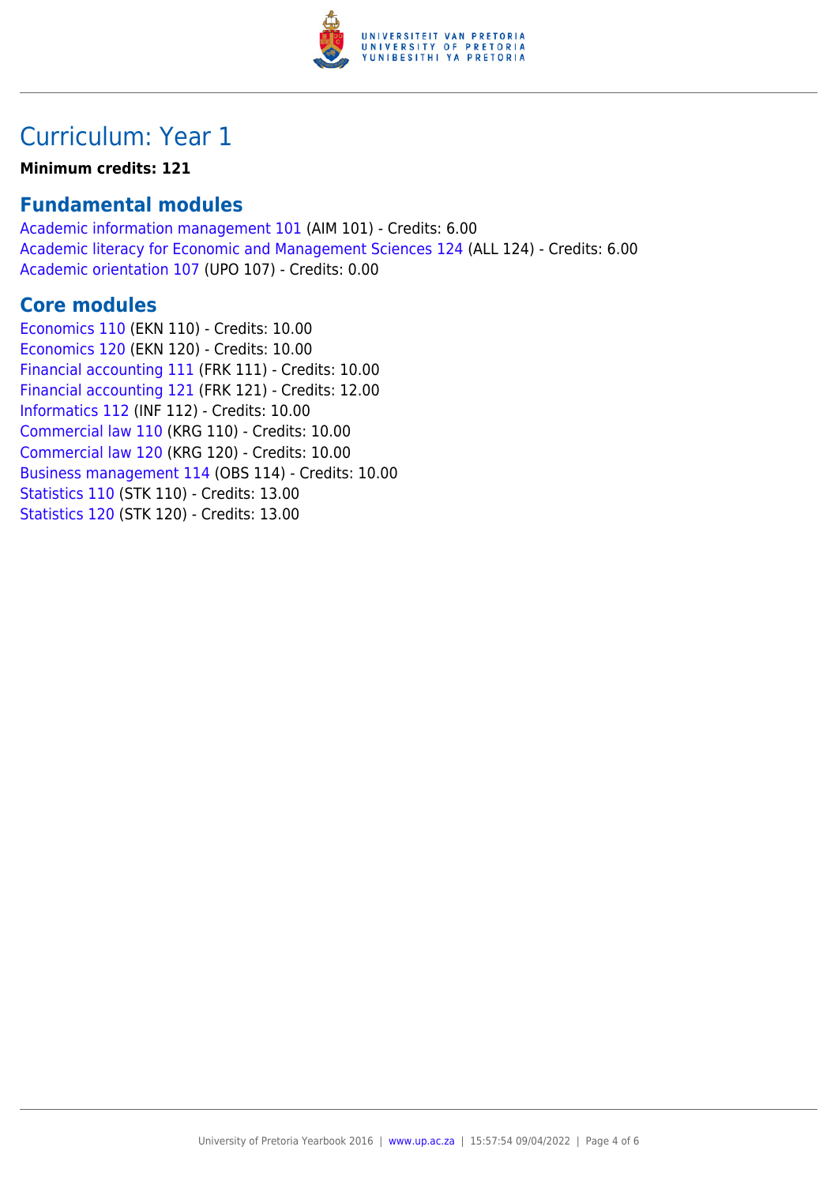# Curriculum: Year 1

**Minimum credits: 121**

## Fundamental modules

Academic information management 101 (AIM 101) - Credits: 6.00
Academic literacy for Economic and Management Sciences 124 (ALL 124) - Credits: 6.00
Academic orientation 107 (UPO 107) - Credits: 0.00

## Core modules

Economics 110 (EKN 110) - Credits: 10.00
Economics 120 (EKN 120) - Credits: 10.00
Financial accounting 111 (FRK 111) - Credits: 10.00
Financial accounting 121 (FRK 121) - Credits: 12.00
Informatics 112 (INF 112) - Credits: 10.00
Commercial law 110 (KRG 110) - Credits: 10.00
Commercial law 120 (KRG 120) - Credits: 10.00
Business management 114 (OBS 114) - Credits: 10.00
Statistics 110 (STK 110) - Credits: 13.00
Statistics 120 (STK 120) - Credits: 13.00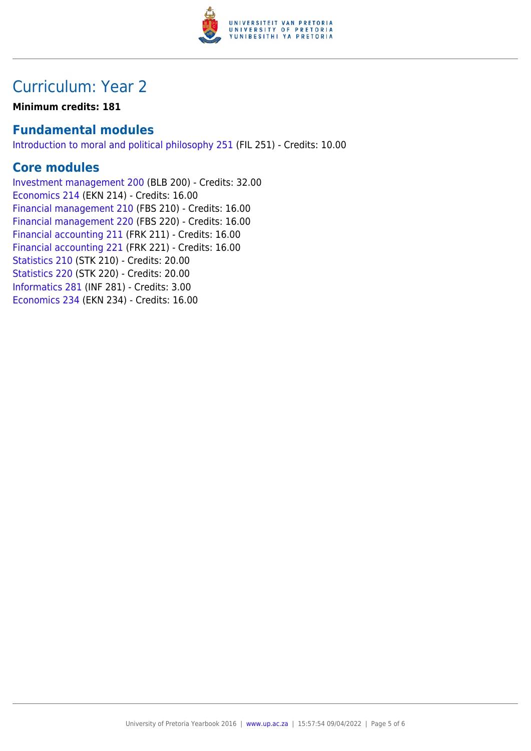# Curriculum: Year 2

**Minimum credits: 181**

## Fundamental modules

Introduction to moral and political philosophy 251 (FIL 251) - Credits: 10.00

## Core modules

Investment management 200 (BLB 200) - Credits: 32.00
Economics 214 (EKN 214) - Credits: 16.00
Financial management 210 (FBS 210) - Credits: 16.00
Financial management 220 (FBS 220) - Credits: 16.00
Financial accounting 211 (FRK 211) - Credits: 16.00
Financial accounting 221 (FRK 221) - Credits: 16.00
Statistics 210 (STK 210) - Credits: 20.00
Statistics 220 (STK 220) - Credits: 20.00
Informatics 281 (INF 281) - Credits: 3.00
Economics 234 (EKN 234) - Credits: 16.00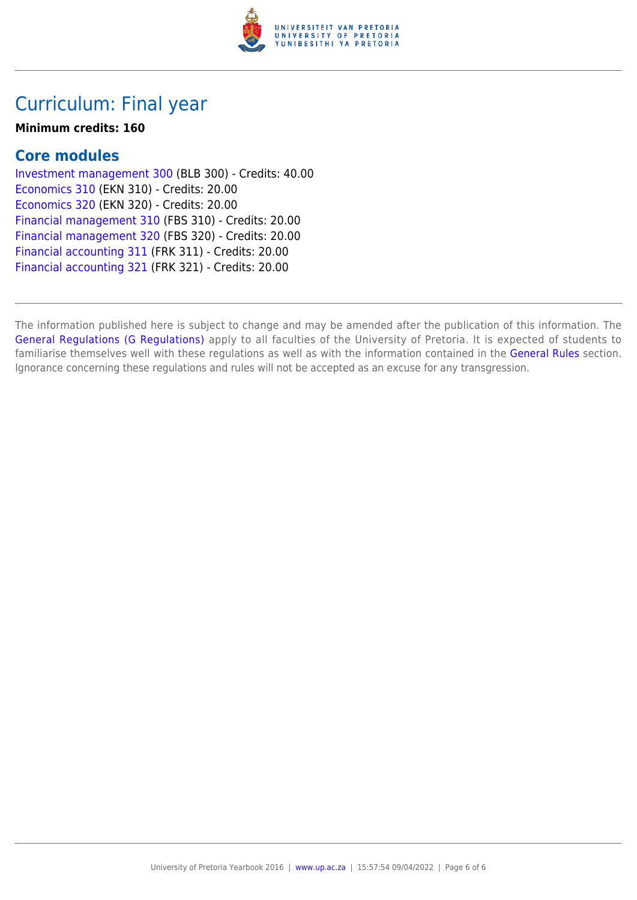## Curriculum: Final year

**Minimum credits: 160**

### Core modules

Investment management 300 (BLB 300) - Credits: 40.00
Economics 310 (EKN 310) - Credits: 20.00
Economics 320 (EKN 320) - Credits: 20.00
Financial management 310 (FBS 310) - Credits: 20.00
Financial management 320 (FBS 320) - Credits: 20.00
Financial accounting 311 (FRK 311) - Credits: 20.00
Financial accounting 321 (FRK 321) - Credits: 20.00

The information published here is subject to change and may be amended after the publication of this information. The General Regulations (G Regulations) apply to all faculties of the University of Pretoria. It is expected of students to familiarise themselves well with these regulations as well as with the information contained in the General Rules section. Ignorance concerning these regulations and rules will not be accepted as an excuse for any transgression.